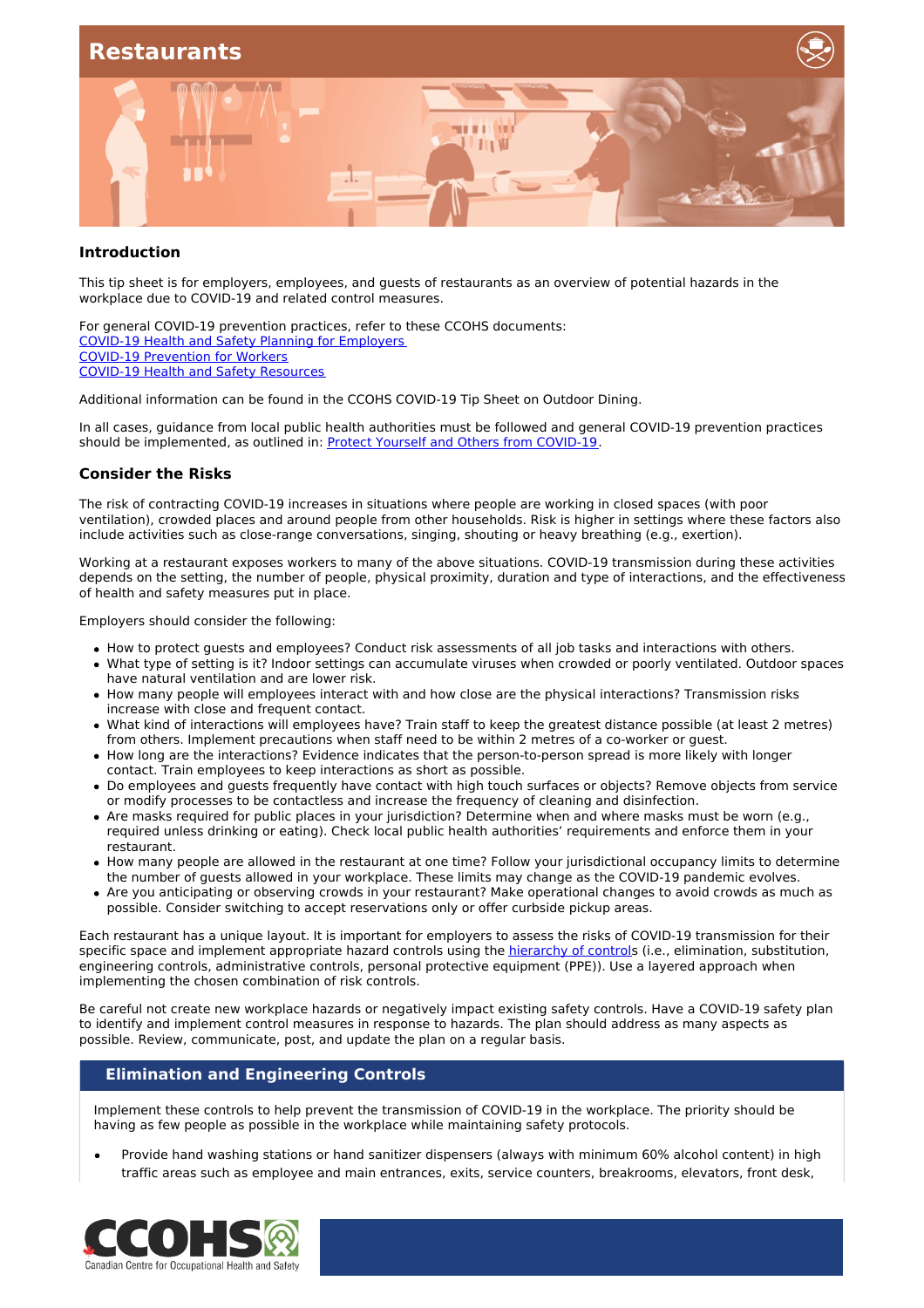# Restaurants

## Introduction

This tip sheet is for employers, employees, and guests of restaurants as an overview of potential hazards in the workplace due to COVID-19 and related control measures.

For general COVID-19 prevention practices, refer to these CCOHS documents:
[COVID-19 Health and Safety Planning for Employers](#)
[COVID-19 Prevention for Workers](#)
[COVID-19 Health and Safety Resources](#)

Additional information can be found in the CCOHS COVID-19 Tip Sheet on Outdoor Dining.

In all cases, guidance from local public health authorities must be followed and general COVID-19 prevention practices should be implemented, as outlined in: [Protect Yourself and Others from COVID-19](#).

## Consider the Risks

The risk of contracting COVID-19 increases in situations where people are working in closed spaces (with poor ventilation), crowded places and around people from other households. Risk is higher in settings where these factors also include activities such as close-range conversations, singing, shouting or heavy breathing (e.g., exertion).

Working at a restaurant exposes workers to many of the above situations. COVID-19 transmission during these activities depends on the setting, the number of people, physical proximity, duration and type of interactions, and the effectiveness of health and safety measures put in place.

Employers should consider the following:

- How to protect guests and employees? Conduct risk assessments of all job tasks and interactions with others.
- What type of setting is it? Indoor settings can accumulate viruses when crowded or poorly ventilated. Outdoor spaces have natural ventilation and are lower risk.
- How many people will employees interact with and how close are the physical interactions? Transmission risks increase with close and frequent contact.
- What kind of interactions will employees have? Train staff to keep the greatest distance possible (at least 2 metres) from others. Implement precautions when staff need to be within 2 metres of a co-worker or guest.
- How long are the interactions? Evidence indicates that the person-to-person spread is more likely with longer contact. Train employees to keep interactions as short as possible.
- Do employees and guests frequently have contact with high touch surfaces or objects? Remove objects from service or modify processes to be contactless and increase the frequency of cleaning and disinfection.
- Are masks required for public places in your jurisdiction? Determine when and where masks must be worn (e.g., required unless drinking or eating). Check local public health authorities' requirements and enforce them in your restaurant.
- How many people are allowed in the restaurant at one time? Follow your jurisdictional occupancy limits to determine the number of guests allowed in your workplace. These limits may change as the COVID-19 pandemic evolves.
- Are you anticipating or observing crowds in your restaurant? Make operational changes to avoid crowds as much as possible. Consider switching to accept reservations only or offer curbside pickup areas.

Each restaurant has a unique layout. It is important for employers to assess the risks of COVID-19 transmission for their specific space and implement appropriate hazard controls using the [hierarchy of controls](#) (i.e., elimination, substitution, engineering controls, administrative controls, personal protective equipment (PPE)). Use a layered approach when implementing the chosen combination of risk controls.

Be careful not create new workplace hazards or negatively impact existing safety controls. Have a COVID-19 safety plan to identify and implement control measures in response to hazards. The plan should address as many aspects as possible. Review, communicate, post, and update the plan on a regular basis.

## Elimination and Engineering Controls

Implement these controls to help prevent the transmission of COVID-19 in the workplace. The priority should be having as few people as possible in the workplace while maintaining safety protocols.

- Provide hand washing stations or hand sanitizer dispensers (always with minimum 60% alcohol content) in high traffic areas such as employee and main entrances, exits, service counters, breakrooms, elevators, front desk,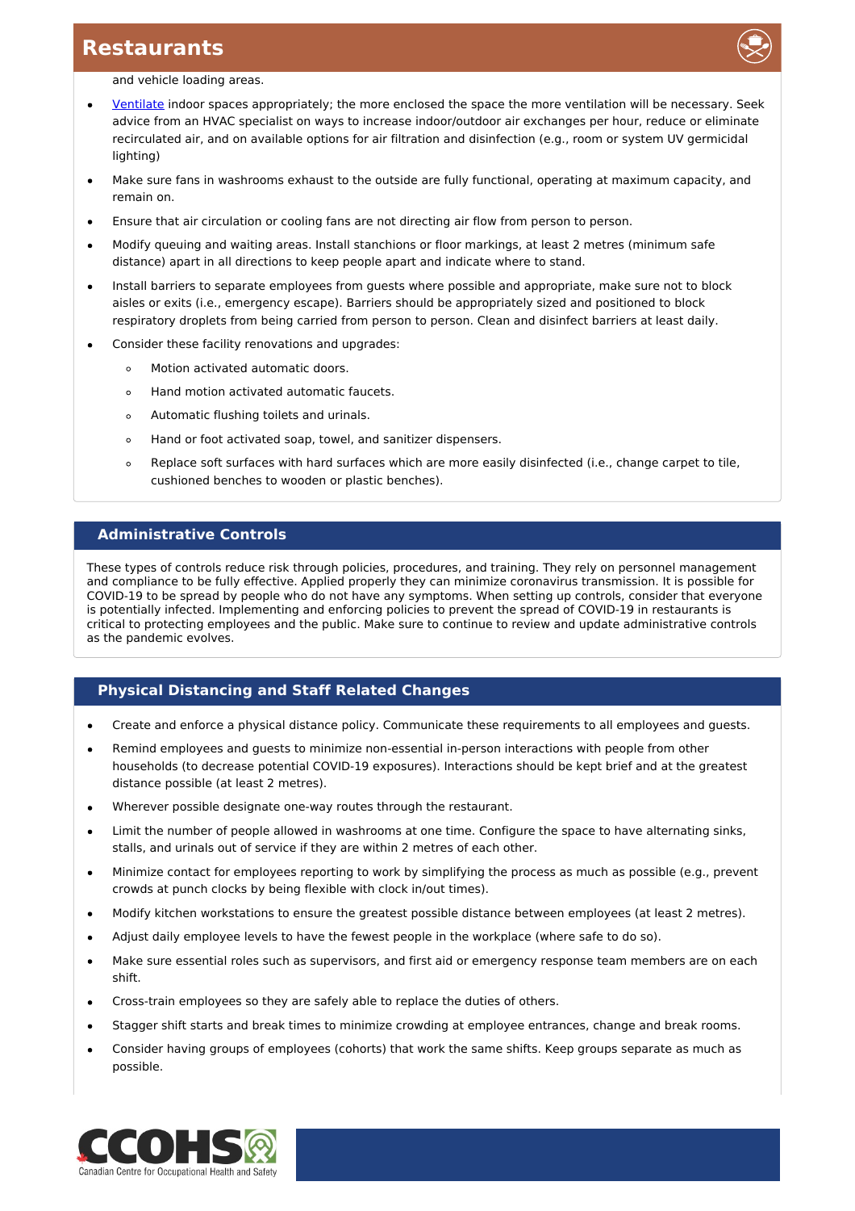and vehicle loading areas.

- [Ventilate](#) indoor spaces appropriately; the more enclosed the space the more ventilation will be necessary. Seek advice from an HVAC specialist on ways to increase indoor/outdoor air exchanges per hour, reduce or eliminate recirculated air, and on available options for air filtration and disinfection (e.g., room or system UV germicidal lighting)
- Make sure fans in washrooms exhaust to the outside are fully functional, operating at maximum capacity, and remain on.
- Ensure that air circulation or cooling fans are not directing air flow from person to person.
- Modify queuing and waiting areas. Install stanchions or floor markings, at least 2 metres (minimum safe distance) apart in all directions to keep people apart and indicate where to stand.
- Install barriers to separate employees from guests where possible and appropriate, make sure not to block aisles or exits (i.e., emergency escape). Barriers should be appropriately sized and positioned to block respiratory droplets from being carried from person to person. Clean and disinfect barriers at least daily.
- Consider these facility renovations and upgrades:
    - Motion activated automatic doors.
    - Hand motion activated automatic faucets.
    - Automatic flushing toilets and urinals.
    - Hand or foot activated soap, towel, and sanitizer dispensers.
    - Replace soft surfaces with hard surfaces which are more easily disinfected (i.e., change carpet to tile, cushioned benches to wooden or plastic benches).

## Administrative Controls

These types of controls reduce risk through policies, procedures, and training. They rely on personnel management and compliance to be fully effective. Applied properly they can minimize coronavirus transmission. It is possible for COVID-19 to be spread by people who do not have any symptoms. When setting up controls, consider that everyone is potentially infected. Implementing and enforcing policies to prevent the spread of COVID-19 in restaurants is critical to protecting employees and the public. Make sure to continue to review and update administrative controls as the pandemic evolves.

## Physical Distancing and Staff Related Changes

- Create and enforce a physical distance policy. Communicate these requirements to all employees and guests.
- Remind employees and guests to minimize non-essential in-person interactions with people from other households (to decrease potential COVID-19 exposures). Interactions should be kept brief and at the greatest distance possible (at least 2 metres).
- Wherever possible designate one-way routes through the restaurant.
- Limit the number of people allowed in washrooms at one time. Configure the space to have alternating sinks, stalls, and urinals out of service if they are within 2 metres of each other.
- Minimize contact for employees reporting to work by simplifying the process as much as possible (e.g., prevent crowds at punch clocks by being flexible with clock in/out times).
- Modify kitchen workstations to ensure the greatest possible distance between employees (at least 2 metres).
- Adjust daily employee levels to have the fewest people in the workplace (where safe to do so).
- Make sure essential roles such as supervisors, and first aid or emergency response team members are on each shift.
- Cross-train employees so they are safely able to replace the duties of others.
- Stagger shift starts and break times to minimize crowding at employee entrances, change and break rooms.
- Consider having groups of employees (cohorts) that work the same shifts. Keep groups separate as much as possible.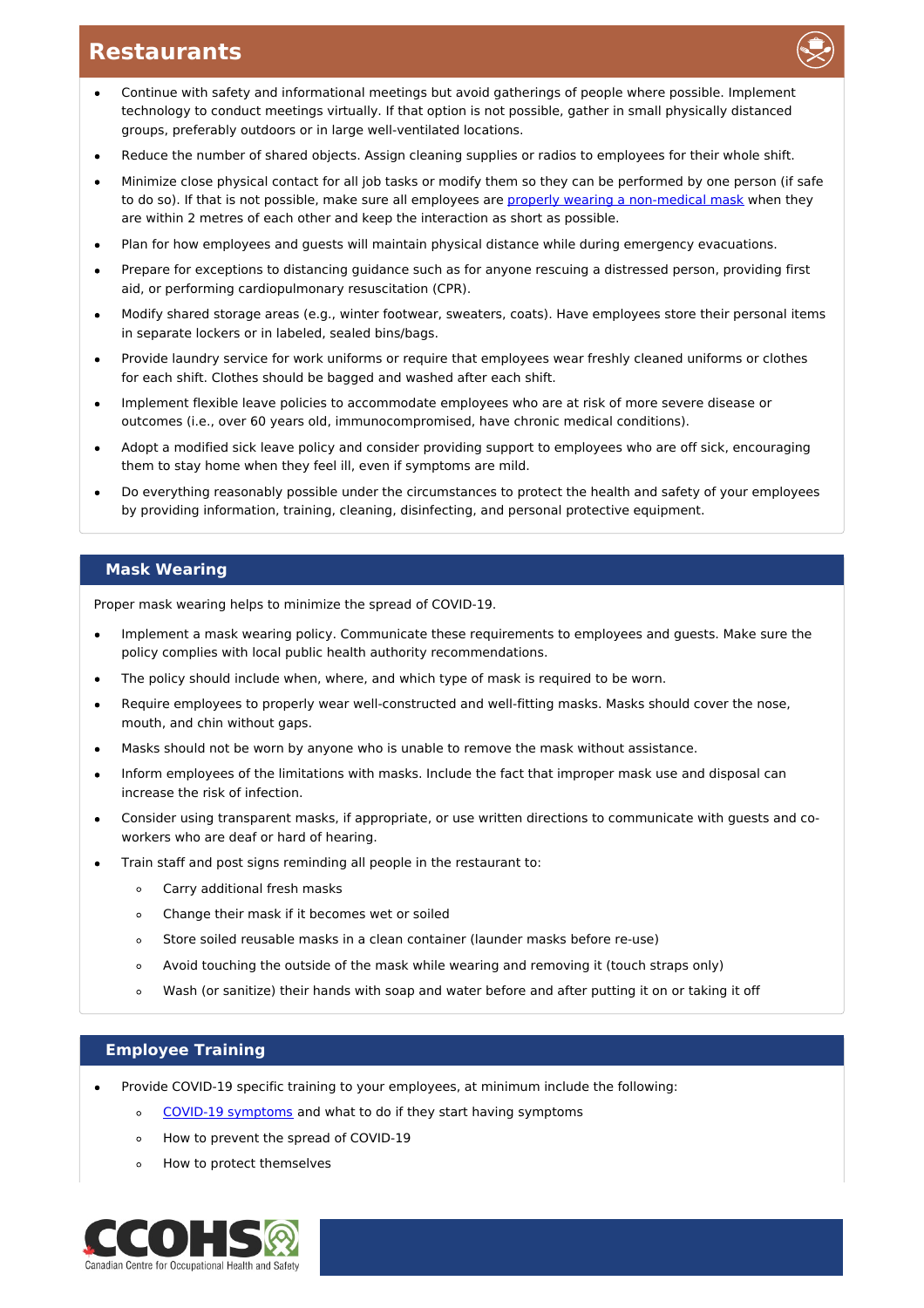## Restaurants

- Continue with safety and informational meetings but avoid gatherings of people where possible. Implement technology to conduct meetings virtually. If that option is not possible, gather in small physically distanced groups, preferably outdoors or in large well-ventilated locations.
- Reduce the number of shared objects. Assign cleaning supplies or radios to employees for their whole shift.
- Minimize close physical contact for all job tasks or modify them so they can be performed by one person (if safe to do so). If that is not possible, make sure all employees are properly wearing a non-medical mask when they are within 2 metres of each other and keep the interaction as short as possible.
- Plan for how employees and guests will maintain physical distance while during emergency evacuations.
- Prepare for exceptions to distancing guidance such as for anyone rescuing a distressed person, providing first aid, or performing cardiopulmonary resuscitation (CPR).
- Modify shared storage areas (e.g., winter footwear, sweaters, coats). Have employees store their personal items in separate lockers or in labeled, sealed bins/bags.
- Provide laundry service for work uniforms or require that employees wear freshly cleaned uniforms or clothes for each shift. Clothes should be bagged and washed after each shift.
- Implement flexible leave policies to accommodate employees who are at risk of more severe disease or outcomes (i.e., over 60 years old, immunocompromised, have chronic medical conditions).
- Adopt a modified sick leave policy and consider providing support to employees who are off sick, encouraging them to stay home when they feel ill, even if symptoms are mild.
- Do everything reasonably possible under the circumstances to protect the health and safety of your employees by providing information, training, cleaning, disinfecting, and personal protective equipment.

### Mask Wearing

Proper mask wearing helps to minimize the spread of COVID-19.

- Implement a mask wearing policy. Communicate these requirements to employees and guests. Make sure the policy complies with local public health authority recommendations.
- The policy should include when, where, and which type of mask is required to be worn.
- Require employees to properly wear well-constructed and well-fitting masks. Masks should cover the nose, mouth, and chin without gaps.
- Masks should not be worn by anyone who is unable to remove the mask without assistance.
- Inform employees of the limitations with masks. Include the fact that improper mask use and disposal can increase the risk of infection.
- Consider using transparent masks, if appropriate, or use written directions to communicate with guests and co-workers who are deaf or hard of hearing.
- Train staff and post signs reminding all people in the restaurant to:
  - Carry additional fresh masks
  - Change their mask if it becomes wet or soiled
  - Store soiled reusable masks in a clean container (launder masks before re-use)
  - Avoid touching the outside of the mask while wearing and removing it (touch straps only)
  - Wash (or sanitize) their hands with soap and water before and after putting it on or taking it off

### Employee Training

- Provide COVID-19 specific training to your employees, at minimum include the following:
  - COVID-19 symptoms and what to do if they start having symptoms
  - How to prevent the spread of COVID-19
  - How to protect themselves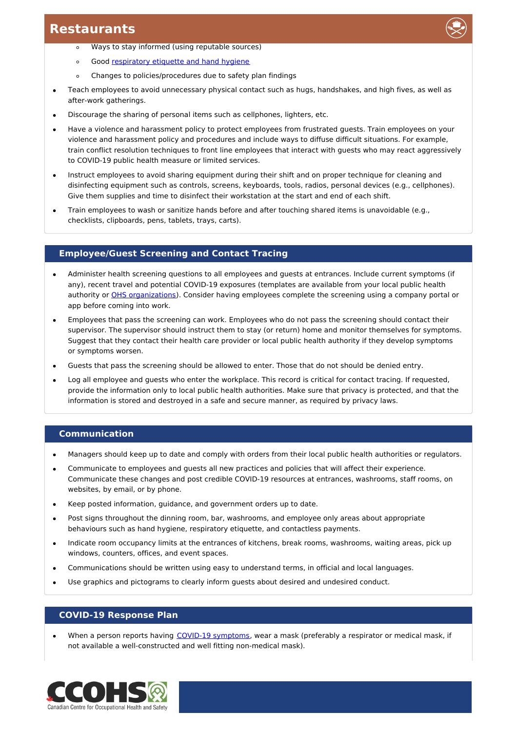- Ways to stay informed (using reputable sources)
  - Good [respiratory etiquette and hand hygiene](respiratory etiquette and hand hygiene)
  - Changes to policies/procedures due to safety plan findings
- Teach employees to avoid unnecessary physical contact such as hugs, handshakes, and high fives, as well as after-work gatherings.
- Discourage the sharing of personal items such as cellphones, lighters, etc.
- Have a violence and harassment policy to protect employees from frustrated guests. Train employees on your violence and harassment policy and procedures and include ways to diffuse difficult situations. For example, train conflict resolution techniques to front line employees that interact with guests who may react aggressively to COVID-19 public health measure or limited services.
- Instruct employees to avoid sharing equipment during their shift and on proper technique for cleaning and disinfecting equipment such as controls, screens, keyboards, tools, radios, personal devices (e.g., cellphones). Give them supplies and time to disinfect their workstation at the start and end of each shift.
- Train employees to wash or sanitize hands before and after touching shared items is unavoidable (e.g., checklists, clipboards, pens, tablets, trays, carts).

## Employee/Guest Screening and Contact Tracing

- Administer health screening questions to all employees and guests at entrances. Include current symptoms (if any), recent travel and potential COVID-19 exposures (templates are available from your local public health authority or OHS organizations). Consider having employees complete the screening using a company portal or app before coming into work.
- Employees that pass the screening can work. Employees who do not pass the screening should contact their supervisor. The supervisor should instruct them to stay (or return) home and monitor themselves for symptoms. Suggest that they contact their health care provider or local public health authority if they develop symptoms or symptoms worsen.
- Guests that pass the screening should be allowed to enter. Those that do not should be denied entry.
- Log all employee and guests who enter the workplace. This record is critical for contact tracing. If requested, provide the information only to local public health authorities. Make sure that privacy is protected, and that the information is stored and destroyed in a safe and secure manner, as required by privacy laws.

## Communication

- Managers should keep up to date and comply with orders from their local public health authorities or regulators.
- Communicate to employees and guests all new practices and policies that will affect their experience. Communicate these changes and post credible COVID-19 resources at entrances, washrooms, staff rooms, on websites, by email, or by phone.
- Keep posted information, guidance, and government orders up to date.
- Post signs throughout the dinning room, bar, washrooms, and employee only areas about appropriate behaviours such as hand hygiene, respiratory etiquette, and contactless payments.
- Indicate room occupancy limits at the entrances of kitchens, break rooms, washrooms, waiting areas, pick up windows, counters, offices, and event spaces.
- Communications should be written using easy to understand terms, in official and local languages.
- Use graphics and pictograms to clearly inform guests about desired and undesired conduct.

## COVID-19 Response Plan

- When a person reports having COVID-19 symptoms, wear a mask (preferably a respirator or medical mask, if not available a well-constructed and well fitting non-medical mask).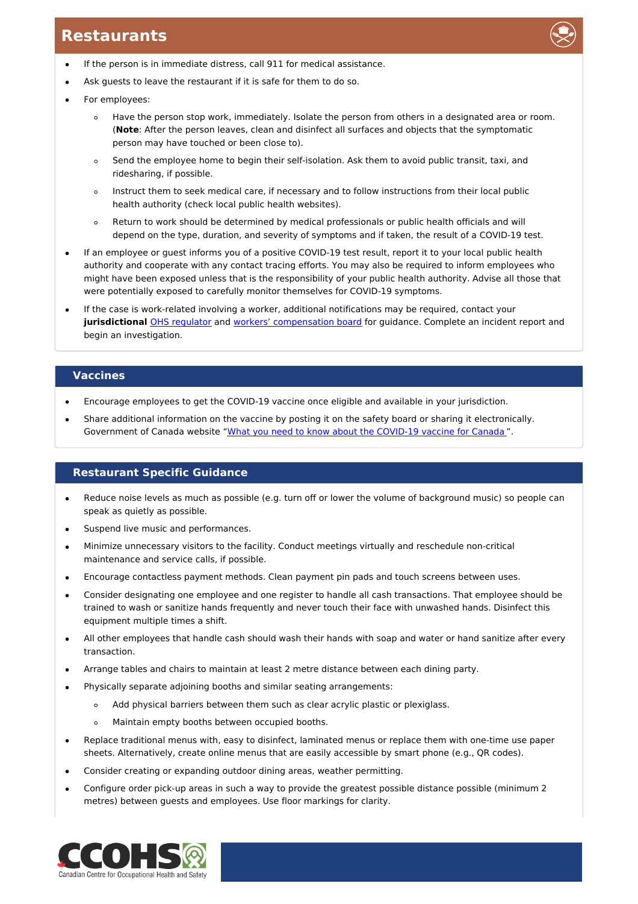## Restaurants

- If the person is in immediate distress, call 911 for medical assistance.
- Ask guests to leave the restaurant if it is safe for them to do so.
- For employees:
  - Have the person stop work, immediately. Isolate the person from others in a designated area or room. (**Note**: After the person leaves, clean and disinfect all surfaces and objects that the symptomatic person may have touched or been close to).
  - Send the employee home to begin their self-isolation. Ask them to avoid public transit, taxi, and ridesharing, if possible.
  - Instruct them to seek medical care, if necessary and to follow instructions from their local public health authority (check local public health websites).
  - Return to work should be determined by medical professionals or public health officials and will depend on the type, duration, and severity of symptoms and if taken, the result of a COVID-19 test.
- If an employee or guest informs you of a positive COVID-19 test result, report it to your local public health authority and cooperate with any contact tracing efforts. You may also be required to inform employees who might have been exposed unless that is the responsibility of your public health authority. Advise all those that were potentially exposed to carefully monitor themselves for COVID-19 symptoms.
- If the case is work-related involving a worker, additional notifications may be required, contact your **jurisdictional** OHS regulator and workers' compensation board for guidance. Complete an incident report and begin an investigation.

### Vaccines

- Encourage employees to get the COVID-19 vaccine once eligible and available in your jurisdiction.
- Share additional information on the vaccine by posting it on the safety board or sharing it electronically. Government of Canada website "What you need to know about the COVID-19 vaccine for Canada ".

### Restaurant Specific Guidance

- Reduce noise levels as much as possible (e.g. turn off or lower the volume of background music) so people can speak as quietly as possible.
- Suspend live music and performances.
- Minimize unnecessary visitors to the facility. Conduct meetings virtually and reschedule non-critical maintenance and service calls, if possible.
- Encourage contactless payment methods. Clean payment pin pads and touch screens between uses.
- Consider designating one employee and one register to handle all cash transactions. That employee should be trained to wash or sanitize hands frequently and never touch their face with unwashed hands. Disinfect this equipment multiple times a shift.
- All other employees that handle cash should wash their hands with soap and water or hand sanitize after every transaction.
- Arrange tables and chairs to maintain at least 2 metre distance between each dining party.
- Physically separate adjoining booths and similar seating arrangements:
  - Add physical barriers between them such as clear acrylic plastic or plexiglass.
  - Maintain empty booths between occupied booths.
- Replace traditional menus with, easy to disinfect, laminated menus or replace them with one-time use paper sheets. Alternatively, create online menus that are easily accessible by smart phone (e.g., QR codes).
- Consider creating or expanding outdoor dining areas, weather permitting.
- Configure order pick-up areas in such a way to provide the greatest possible distance possible (minimum 2 metres) between guests and employees. Use floor markings for clarity.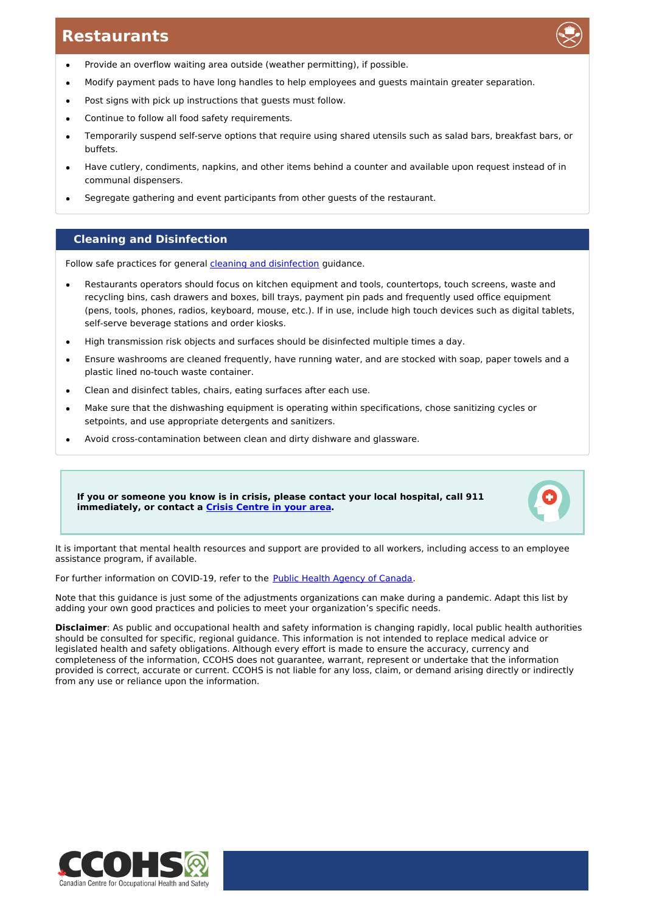## Restaurants

- Provide an overflow waiting area outside (weather permitting), if possible.
- Modify payment pads to have long handles to help employees and guests maintain greater separation.
- Post signs with pick up instructions that guests must follow.
- Continue to follow all food safety requirements.
- Temporarily suspend self-serve options that require using shared utensils such as salad bars, breakfast bars, or buffets.
- Have cutlery, condiments, napkins, and other items behind a counter and available upon request instead of in communal dispensers.
- Segregate gathering and event participants from other guests of the restaurant.

## Cleaning and Disinfection

Follow safe practices for general cleaning and disinfection guidance.

- Restaurants operators should focus on kitchen equipment and tools, countertops, touch screens, waste and recycling bins, cash drawers and boxes, bill trays, payment pin pads and frequently used office equipment (pens, tools, phones, radios, keyboard, mouse, etc.). If in use, include high touch devices such as digital tablets, self-serve beverage stations and order kiosks.
- High transmission risk objects and surfaces should be disinfected multiple times a day.
- Ensure washrooms are cleaned frequently, have running water, and are stocked with soap, paper towels and a plastic lined no-touch waste container.
- Clean and disinfect tables, chairs, eating surfaces after each use.
- Make sure that the dishwashing equipment is operating within specifications, chose sanitizing cycles or setpoints, and use appropriate detergents and sanitizers.
- Avoid cross-contamination between clean and dirty dishware and glassware.

**If you or someone you know is in crisis, please contact your local hospital, call 911 immediately, or contact a Crisis Centre in your area.**

It is important that mental health resources and support are provided to all workers, including access to an employee assistance program, if available.

For further information on COVID-19, refer to the Public Health Agency of Canada.

Note that this guidance is just some of the adjustments organizations can make during a pandemic. Adapt this list by adding your own good practices and policies to meet your organization's specific needs.

**Disclaimer**: As public and occupational health and safety information is changing rapidly, local public health authorities should be consulted for specific, regional guidance. This information is not intended to replace medical advice or legislated health and safety obligations. Although every effort is made to ensure the accuracy, currency and completeness of the information, CCOHS does not guarantee, warrant, represent or undertake that the information provided is correct, accurate or current. CCOHS is not liable for any loss, claim, or demand arising directly or indirectly from any use or reliance upon the information.

CCOHS
Canadian Centre for Occupational Health and Safety